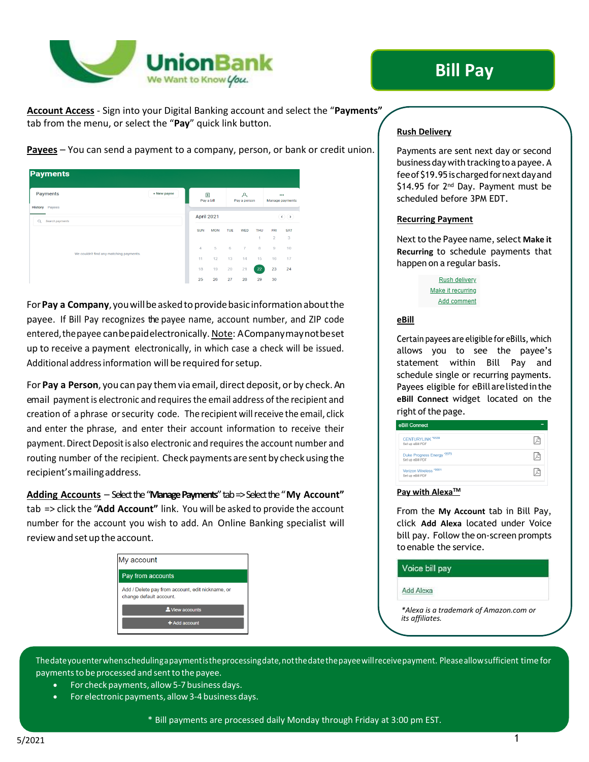# Bill Pay

**Account Access** - Sign into your Digital Banking account and select the "**Payments**" tab from the menu, or select the "**Pay**" quick link button.

**Payees** – You can send a payment to a company, person, or bank or credit union.

For **Pay a Company**, you will be asked to provide basic information about the payee. If Bill Pay recognizes the payee name, account number, and ZIP code entered, the payee can be paid electronically. Note: A Company may not be set up to receive a payment electronically, in which case a check will be issued. Additional address information will be required for setup.

For **Pay a Person**, you can pay them via email, direct deposit, or by check. An email payment is electronic and requires the email address of the recipient and creation of a phrase or security code. The recipient will receive the email, click and enter the phrase, and enter their account information to receive their payment. Direct Deposit is also electronic and requires the account number and routing number of the recipient. Check payments are sent by check using the recipient's mailing address.

**Adding Accounts** – Select the "**Manage Payments**" tab => Select the "**My Account**" tab => click the "**Add Account**" link. You will be asked to provide the account number for the account you wish to add. An Online Banking specialist will review and set up the account.

**Rush Delivery**

Payments are sent next day or second business day with tracking to a payee. A fee of $19.95 is charged for next day and $14.95 for 2nd Day. Payment must be scheduled before 3PM EDT.

**Recurring Payment**

Next to the Payee name, select **Make it Recurring** to schedule payments that happen on a regular basis.

**eBill**

Certain payees are eligible for eBills, which allows you to see the payee's statement within Bill Pay and schedule single or recurring payments. Payees eligible for eBill are listed in the **eBill Connect** widget located on the right of the page.

**Pay with Alexa™**

From the **My Account** tab in Bill Pay, click **Add Alexa** located under Voice bill pay. Follow the on-screen prompts to enable the service.

*\*Alexa is a trademark of Amazon.com or its affiliates.*

The date you enter when scheduling a payment is the processing date, not the date the payee will receive payment. Please allow sufficient time for payments to be processed and sent to the payee.

- For check payments, allow 5-7 business days.
- For electronic payments, allow 3-4 business days.

\* Bill payments are processed daily Monday through Friday at 3:00 pm EST.

5/2021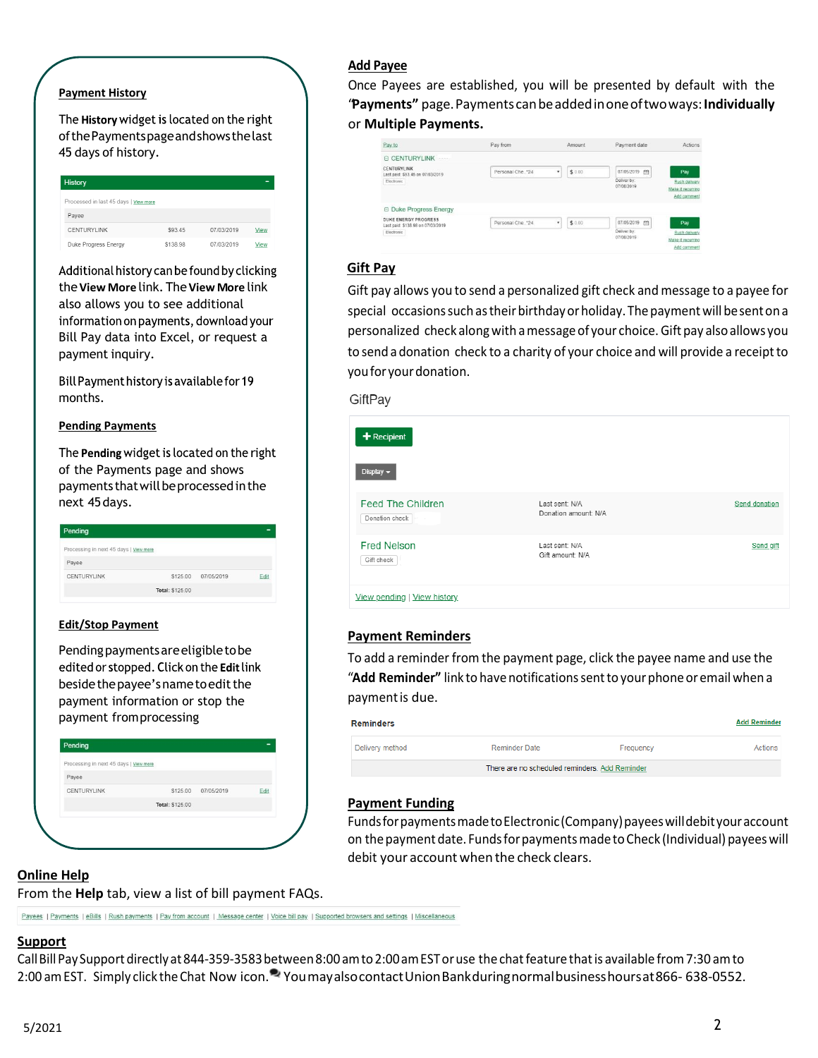## Payment History

The **History** widget is located on the right of the Payments page and shows the last 45 days of history.

History

Processed in last 45 days | View more

| Payee | | | |
|---|---|---|---|
| CENTURYLINK | $93.45 | 07/03/2019 | View |
| Duke Progress Energy | $138.98 | 07/03/2019 | View |

Additional history can be found by clicking the **View More** link. The **View More** link also allows you to see additional information on payments, download your Bill Pay data into Excel, or request a payment inquiry.

Bill Payment history is available for 19 months.

## Pending Payments

The **Pending** widget is located on the right of the Payments page and shows payments that will be processed in the next 45 days.

Pending

Processing in next 45 days | View more

| Payee | | | |
|---|---|---|---|
| CENTURYLINK | $125.00 | 07/05/2019 | Edit |
| | Total: $125.00 | | |

## Edit/Stop Payment

Pending payments are eligible to be edited or stopped. Click on the **Edit** link beside the payee's name to edit the payment information or stop the payment from processing

Pending

Processing in next 45 days | View more

| Payee | | | |
|---|---|---|---|
| CENTURYLINK | $125.00 | 07/05/2019 | Edit |
| | Total: $125.00 | | |

## Add Payee

Once Payees are established, you will be presented by default with the "**Payments**" page. Payments can be added in one of two ways: **Individually** or **Multiple Payments.**

| Pay to | Pay from | Amount | Payment date | Actions |
|---|---|---|---|---|
| CENTURYLINK<br>CENTURYLINK<br>Last paid: $93.45 on 07/03/2019<br>Electronic | Personal Che...*24 | $ 0.00 | 07/05/2019<br>Deliver by: 07/08/2019 | Pay<br>Rush delivery<br>Make it recurring<br>Add comment |
| Duke Progress Energy<br>DUKE ENERGY PROGRESS<br>Last paid: $138.98 on 07/03/2019<br>Electronic | Personal Che...*24 | $ 0.00 | 07/05/2019<br>Deliver by: 07/08/2019 | Pay<br>Rush delivery<br>Make it recurring<br>Add comment |

## Gift Pay

Gift pay allows you to send a personalized gift check and message to a payee for special occasions such as their birthday or holiday. The payment will be sent on a personalized check along with a message of your choice. Gift pay also allows you to send a donation check to a charity of your choice and will provide a receipt to you for your donation.

GiftPay

+ Recipient

Display

| | | |
|---|---|---|
| Feed The Children<br>Donation check | Last sent: N/A<br>Donation amount: N/A | Send donation |
| Fred Nelson<br>Gift check | Last sent: N/A<br>Gift amount: N/A | Send gift |

View pending | View history

## Payment Reminders

To add a reminder from the payment page, click the payee name and use the "**Add Reminder**" link to have notifications sent to your phone or email when a payment is due.

Reminders — Add Reminder

| Delivery method | Reminder Date | Frequency | Actions |
|---|---|---|---|
| There are no scheduled reminders. Add Reminder | | | |

## Payment Funding

Funds for payments made to Electronic (Company) payees will debit your account on the payment date. Funds for payments made to Check (Individual) payees will debit your account when the check clears.

## Online Help

From the **Help** tab, view a list of bill payment FAQs.

Payees | Payments | eBills | Rush payments | Pay from account | Message center | Voice bill pay | Supported browsers and settings | Miscellaneous

## Support

Call Bill Pay Support directly at 844-359-3583 between 8:00 am to 2:00 am EST or use the chat feature that is available from 7:30 am to 2:00 am EST. Simply click the Chat Now icon. You may also contact Union Bank during normal business hours at 866- 638-0552.

5/2021